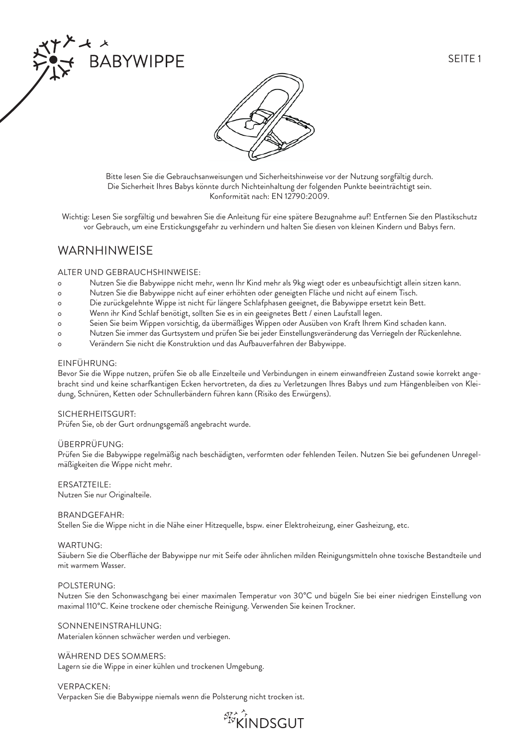# BABYWIPPE

Bitte lesen Sie die Gebrauchsanweisungen und Sicherheitshinweise vor der Nutzung sorgfältig durch.
Die Sicherheit Ihres Babys könnte durch Nichteinhaltung der folgenden Punkte beeinträchtigt sein.
Konformität nach: EN 12790:2009.

Wichtig: Lesen Sie sorgfältig und bewahren Sie die Anleitung für eine spätere Bezugnahme auf! Entfernen Sie den Plastikschutz vor Gebrauch, um eine Erstickungsgefahr zu verhindern und halten Sie diesen von kleinen Kindern und Babys fern.

## WARNHINWEISE

ALTER UND GEBRAUCHSHINWEISE:

- Nutzen Sie die Babywippe nicht mehr, wenn Ihr Kind mehr als 9kg wiegt oder es unbeaufsichtigt allein sitzen kann.
- Nutzen Sie die Babywippe nicht auf einer erhöhten oder geneigten Fläche und nicht auf einem Tisch.
- Die zurückgelehnte Wippe ist nicht für längere Schlafphasen geeignet, die Babywippe ersetzt kein Bett.
- Wenn ihr Kind Schlaf benötigt, sollten Sie es in ein geeignetes Bett / einen Laufstall legen.
- Seien Sie beim Wippen vorsichtig, da übermäßiges Wippen oder Ausüben von Kraft Ihrem Kind schaden kann.
- Nutzen Sie immer das Gurtsystem und prüfen Sie bei jeder Einstellungsveränderung das Verriegeln der Rückenlehne.
- Verändern Sie nicht die Konstruktion und das Aufbauverfahren der Babywippe.

EINFÜHRUNG:
Bevor Sie die Wippe nutzen, prüfen Sie ob alle Einzelteile und Verbindungen in einem einwandfreien Zustand sowie korrekt angebracht sind und keine scharfkantigen Ecken hervortreten, da dies zu Verletzungen Ihres Babys und zum Hängenbleiben von Kleidung, Schnüren, Ketten oder Schnullerbändern führen kann (Risiko des Erwürgens).

SICHERHEITSGURT:
Prüfen Sie, ob der Gurt ordnungsgemäß angebracht wurde.

ÜBERPRÜFUNG:
Prüfen Sie die Babywippe regelmäßig nach beschädigten, verformten oder fehlenden Teilen. Nutzen Sie bei gefundenen Unregelmäßigkeiten die Wippe nicht mehr.

ERSATZTEILE:
Nutzen Sie nur Originalteile.

BRANDGEFAHR:
Stellen Sie die Wippe nicht in die Nähe einer Hitzequelle, bspw. einer Elektroheizung, einer Gasheizung, etc.

WARTUNG:
Säubern Sie die Oberfläche der Babywippe nur mit Seife oder ähnlichen milden Reinigungsmitteln ohne toxische Bestandteile und mit warmem Wasser.

POLSTERUNG:
Nutzen Sie den Schonwaschgang bei einer maximalen Temperatur von 30°C und bügeln Sie bei einer niedrigen Einstellung von maximal 110°C. Keine trockene oder chemische Reinigung. Verwenden Sie keinen Trockner.

SONNENEINSTRAHLUNG:
Materialen können schwächer werden und verbiegen.

WÄHREND DES SOMMERS:
Lagern sie die Wippe in einer kühlen und trockenen Umgebung.

VERPACKEN:
Verpacken Sie die Babywippe niemals wenn die Polsterung nicht trocken ist.

KINDSGUT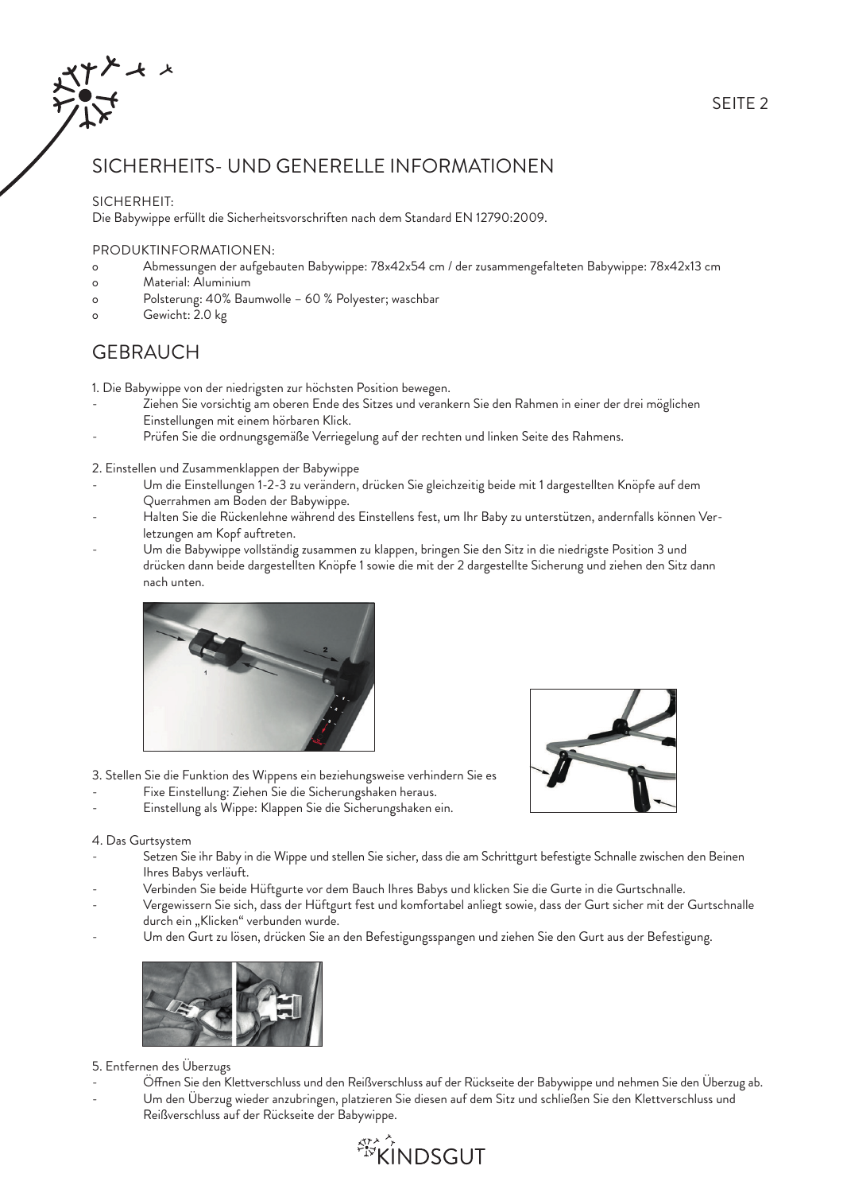## SICHERHEITS- UND GENERELLE INFORMATIONEN

SICHERHEIT:
Die Babywippe erfüllt die Sicherheitsvorschriften nach dem Standard EN 12790:2009.

PRODUKTINFORMATIONEN:

- Abmessungen der aufgebauten Babywippe: 78x42x54 cm / der zusammengefalteten Babywippe: 78x42x13 cm
- Material: Aluminium
- Polsterung: 40% Baumwolle – 60 % Polyester; waschbar
- Gewicht: 2.0 kg

## GEBRAUCH

1. Die Babywippe von der niedrigsten zur höchsten Position bewegen.

- Ziehen Sie vorsichtig am oberen Ende des Sitzes und verankern Sie den Rahmen in einer der drei möglichen Einstellungen mit einem hörbaren Klick.
- Prüfen Sie die ordnungsgemäße Verriegelung auf der rechten und linken Seite des Rahmens.

2. Einstellen und Zusammenklappen der Babywippe

- Um die Einstellungen 1-2-3 zu verändern, drücken Sie gleichzeitig beide mit 1 dargestellten Knöpfe auf dem Querrahmen am Boden der Babywippe.
- Halten Sie die Rückenlehne während des Einstellens fest, um Ihr Baby zu unterstützen, andernfalls können Verletzungen am Kopf auftreten.
- Um die Babywippe vollständig zusammen zu klappen, bringen Sie den Sitz in die niedrigste Position 3 und drücken dann beide dargestellten Knöpfe 1 sowie die mit der 2 dargestellte Sicherung und ziehen den Sitz dann nach unten.

3. Stellen Sie die Funktion des Wippens ein beziehungsweise verhindern Sie es

- Fixe Einstellung: Ziehen Sie die Sicherungshaken heraus.
- Einstellung als Wippe: Klappen Sie die Sicherungshaken ein.

4. Das Gurtsystem

- Setzen Sie ihr Baby in die Wippe und stellen Sie sicher, dass die am Schrittgurt befestigte Schnalle zwischen den Beinen Ihres Babys verläuft.
- Verbinden Sie beide Hüftgurte vor dem Bauch Ihres Babys und klicken Sie die Gurte in die Gurtschnalle.
- Vergewissern Sie sich, dass der Hüftgurt fest und komfortabel anliegt sowie, dass der Gurt sicher mit der Gurtschnalle durch ein „Klicken" verbunden wurde.
- Um den Gurt zu lösen, drücken Sie an den Befestigungsspangen und ziehen Sie den Gurt aus der Befestigung.

5. Entfernen des Überzugs

- Öffnen Sie den Klettverschluss und den Reißverschluss auf der Rückseite der Babywippe und nehmen Sie den Überzug ab.
- Um den Überzug wieder anzubringen, platzieren Sie diesen auf dem Sitz und schließen Sie den Klettverschluss und Reißverschluss auf der Rückseite der Babywippe.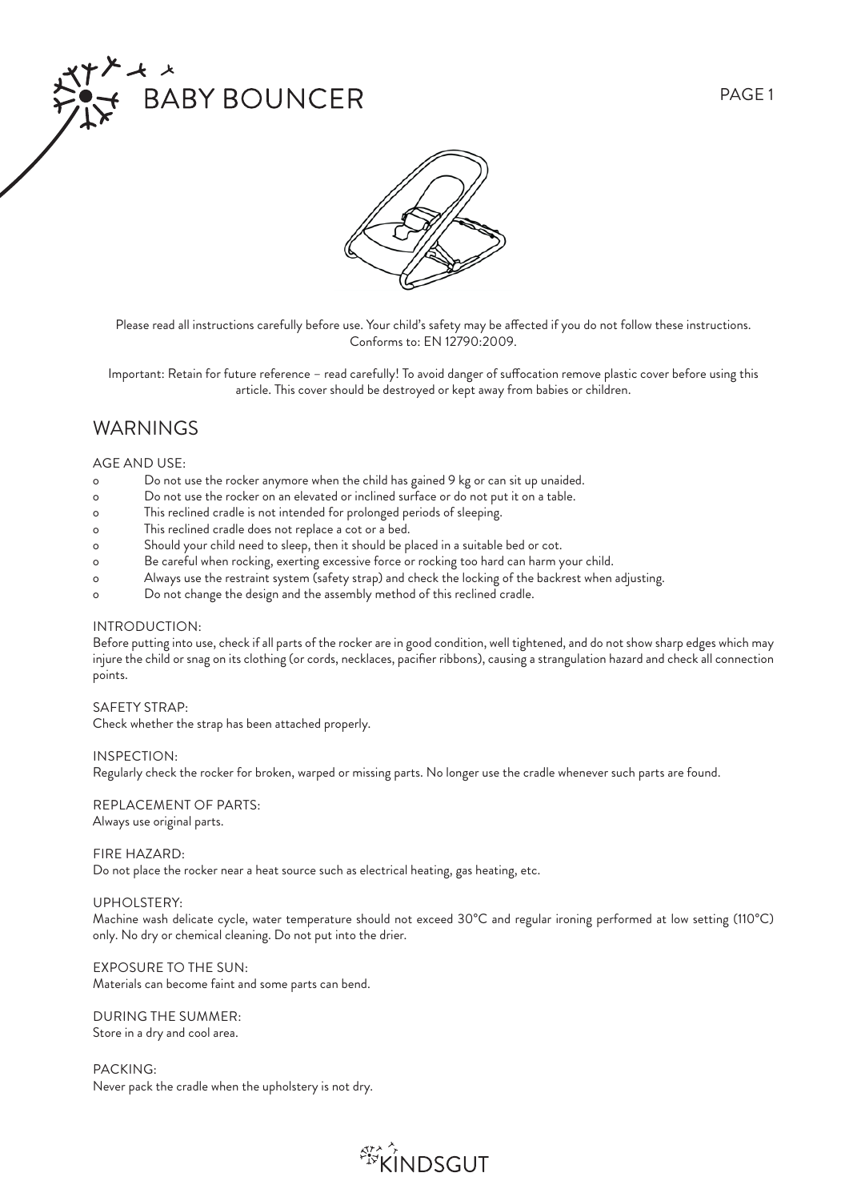# BABY BOUNCER

Please read all instructions carefully before use. Your child's safety may be affected if you do not follow these instructions.
Conforms to: EN 12790:2009.

Important: Retain for future reference – read carefully! To avoid danger of suffocation remove plastic cover before using this article. This cover should be destroyed or kept away from babies or children.

## WARNINGS

AGE AND USE:

- Do not use the rocker anymore when the child has gained 9 kg or can sit up unaided.
- Do not use the rocker on an elevated or inclined surface or do not put it on a table.
- This reclined cradle is not intended for prolonged periods of sleeping.
- This reclined cradle does not replace a cot or a bed.
- Should your child need to sleep, then it should be placed in a suitable bed or cot.
- Be careful when rocking, exerting excessive force or rocking too hard can harm your child.
- Always use the restraint system (safety strap) and check the locking of the backrest when adjusting.
- Do not change the design and the assembly method of this reclined cradle.

INTRODUCTION:
Before putting into use, check if all parts of the rocker are in good condition, well tightened, and do not show sharp edges which may injure the child or snag on its clothing (or cords, necklaces, pacifier ribbons), causing a strangulation hazard and check all connection points.

SAFETY STRAP:
Check whether the strap has been attached properly.

INSPECTION:
Regularly check the rocker for broken, warped or missing parts. No longer use the cradle whenever such parts are found.

REPLACEMENT OF PARTS:
Always use original parts.

FIRE HAZARD:
Do not place the rocker near a heat source such as electrical heating, gas heating, etc.

UPHOLSTERY:
Machine wash delicate cycle, water temperature should not exceed 30°C and regular ironing performed at low setting (110°C) only. No dry or chemical cleaning. Do not put into the drier.

EXPOSURE TO THE SUN:
Materials can become faint and some parts can bend.

DURING THE SUMMER:
Store in a dry and cool area.

PACKING:
Never pack the cradle when the upholstery is not dry.

KINDSGUT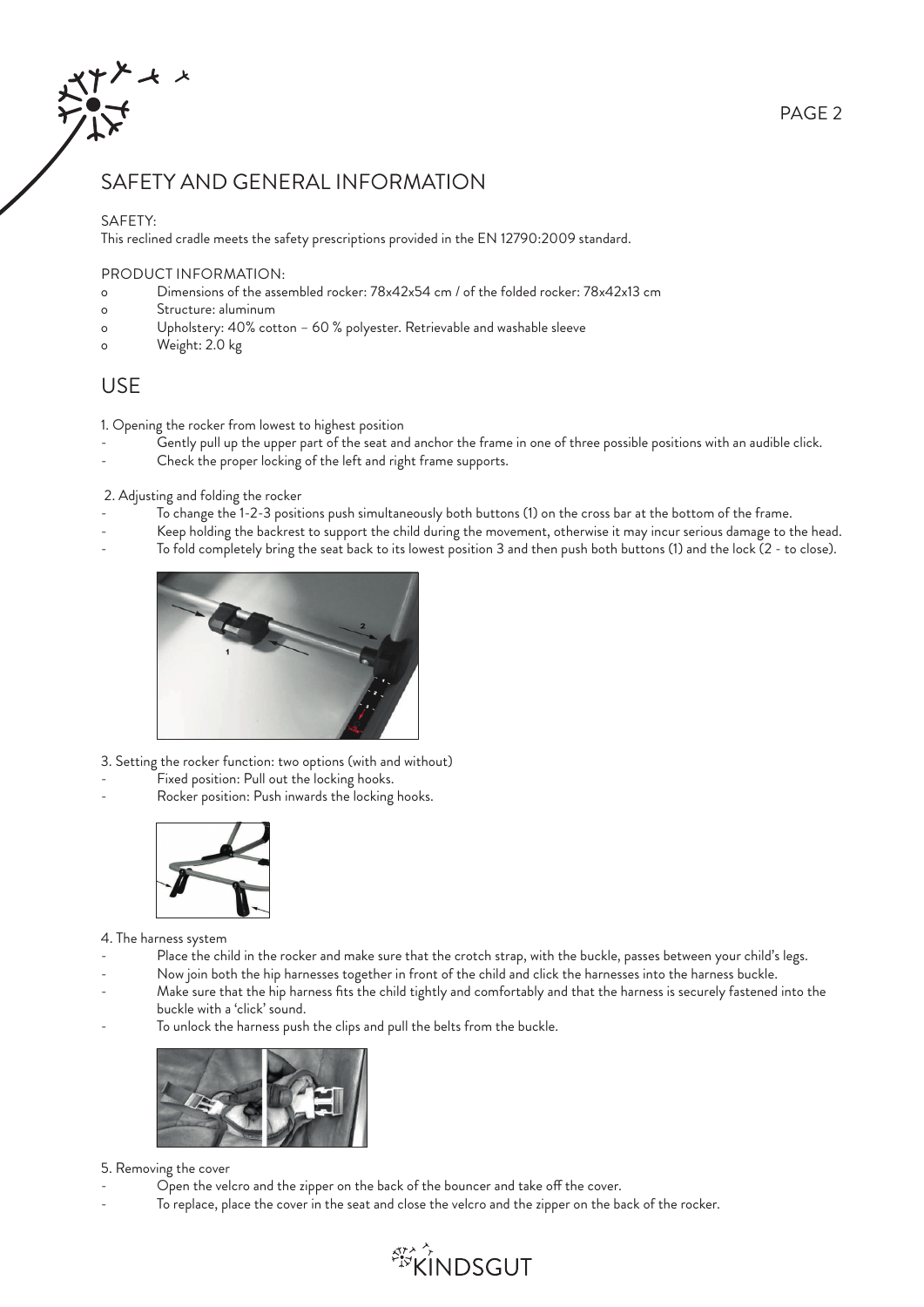## SAFETY AND GENERAL INFORMATION

SAFETY:
This reclined cradle meets the safety prescriptions provided in the EN 12790:2009 standard.

PRODUCT INFORMATION:

- o Dimensions of the assembled rocker: 78x42x54 cm / of the folded rocker: 78x42x13 cm
- o Structure: aluminum
- o Upholstery: 40% cotton – 60 % polyester. Retrievable and washable sleeve
- o Weight: 2.0 kg

## USE

1. Opening the rocker from lowest to highest position

- Gently pull up the upper part of the seat and anchor the frame in one of three possible positions with an audible click.
- Check the proper locking of the left and right frame supports.

2. Adjusting and folding the rocker

- To change the 1-2-3 positions push simultaneously both buttons (1) on the cross bar at the bottom of the frame.
- Keep holding the backrest to support the child during the movement, otherwise it may incur serious damage to the head.
- To fold completely bring the seat back to its lowest position 3 and then push both buttons (1) and the lock (2 - to close).

3. Setting the rocker function: two options (with and without)

- Fixed position: Pull out the locking hooks.
- Rocker position: Push inwards the locking hooks.

4. The harness system

- Place the child in the rocker and make sure that the crotch strap, with the buckle, passes between your child's legs.
- Now join both the hip harnesses together in front of the child and click the harnesses into the harness buckle.
- Make sure that the hip harness fits the child tightly and comfortably and that the harness is securely fastened into the buckle with a 'click' sound.
- To unlock the harness push the clips and pull the belts from the buckle.

5. Removing the cover

- Open the velcro and the zipper on the back of the bouncer and take off the cover.
- To replace, place the cover in the seat and close the velcro and the zipper on the back of the rocker.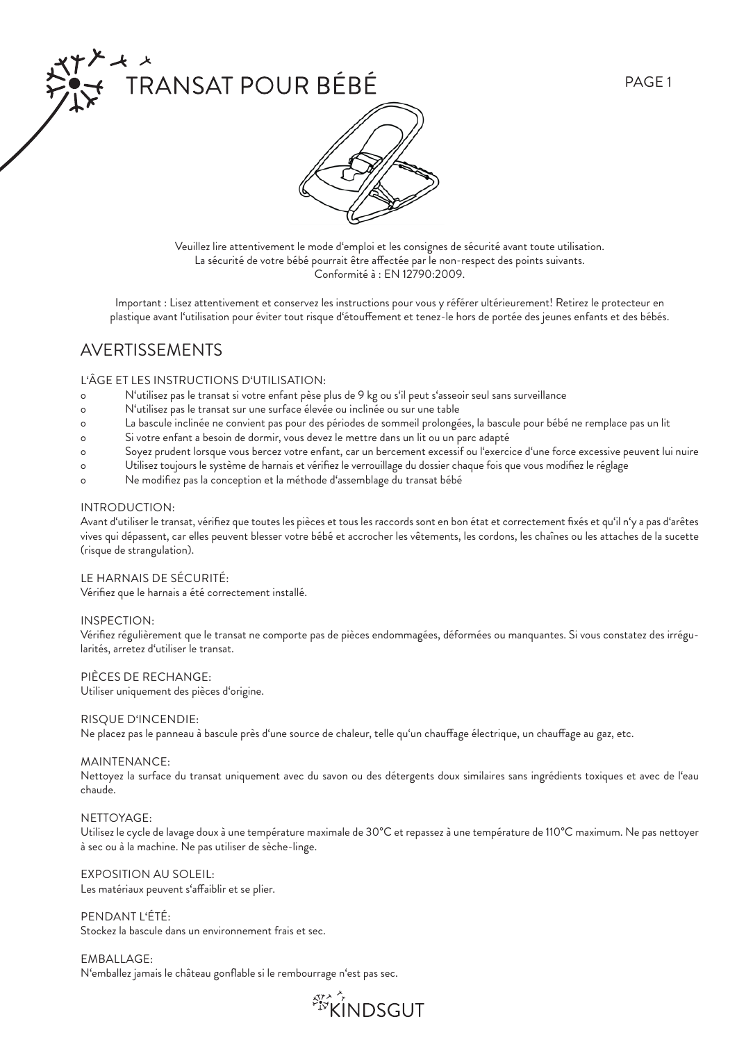# TRANSAT POUR BÉBÉ

Veuillez lire attentivement le mode d'emploi et les consignes de sécurité avant toute utilisation.
La sécurité de votre bébé pourrait être affectée par le non-respect des points suivants.
Conformité à : EN 12790:2009.

Important : Lisez attentivement et conservez les instructions pour vous y référer ultérieurement! Retirez le protecteur en plastique avant l'utilisation pour éviter tout risque d'étouffement et tenez-le hors de portée des jeunes enfants et des bébés.

## AVERTISSEMENTS

L'ÂGE ET LES INSTRUCTIONS D'UTILISATION:

- N'utilisez pas le transat si votre enfant pèse plus de 9 kg ou s'il peut s'asseoir seul sans surveillance
- N'utilisez pas le transat sur une surface élevée ou inclinée ou sur une table
- La bascule inclinée ne convient pas pour des périodes de sommeil prolongées, la bascule pour bébé ne remplace pas un lit
- Si votre enfant a besoin de dormir, vous devez le mettre dans un lit ou un parc adapté
- Soyez prudent lorsque vous bercez votre enfant, car un bercement excessif ou l'exercice d'une force excessive peuvent lui nuire
- Utilisez toujours le système de harnais et vérifiez le verrouillage du dossier chaque fois que vous modifiez le réglage
- Ne modifiez pas la conception et la méthode d'assemblage du transat bébé

INTRODUCTION:
Avant d'utiliser le transat, vérifiez que toutes les pièces et tous les raccords sont en bon état et correctement fixés et qu'il n'y a pas d'arêtes vives qui dépassent, car elles peuvent blesser votre bébé et accrocher les vêtements, les cordons, les chaînes ou les attaches de la sucette (risque de strangulation).

LE HARNAIS DE SÉCURITÉ:
Vérifiez que le harnais a été correctement installé.

INSPECTION:
Vérifiez régulièrement que le transat ne comporte pas de pièces endommagées, déformées ou manquantes. Si vous constatez des irrégularités, arretez d'utiliser le transat.

PIÈCES DE RECHANGE:
Utiliser uniquement des pièces d'origine.

RISQUE D'INCENDIE:
Ne placez pas le panneau à bascule près d'une source de chaleur, telle qu'un chauffage électrique, un chauffage au gaz, etc.

MAINTENANCE:
Nettoyez la surface du transat uniquement avec du savon ou des détergents doux similaires sans ingrédients toxiques et avec de l'eau chaude.

NETTOYAGE:
Utilisez le cycle de lavage doux à une température maximale de 30°C et repassez à une température de 110°C maximum. Ne pas nettoyer à sec ou à la machine. Ne pas utiliser de sèche-linge.

EXPOSITION AU SOLEIL:
Les matériaux peuvent s'affaiblir et se plier.

PENDANT L'ÉTÉ:
Stockez la bascule dans un environnement frais et sec.

EMBALLAGE:
N'emballez jamais le château gonflable si le rembourrage n'est pas sec.

KINDSGUT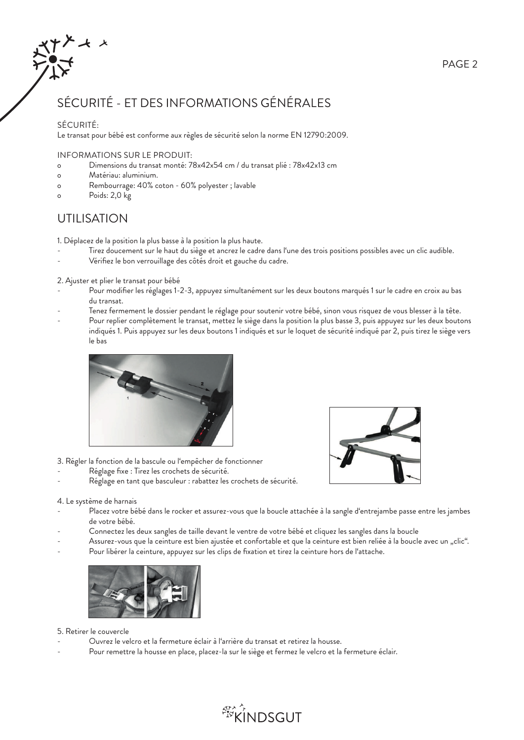# SÉCURITÉ - ET DES INFORMATIONS GÉNÉRALES

SÉCURITÉ:
Le transat pour bébé est conforme aux règles de sécurité selon la norme EN 12790:2009.

INFORMATIONS SUR LE PRODUIT:

- Dimensions du transat monté: 78x42x54 cm / du transat plié : 78x42x13 cm
- Matériau: aluminium.
- Rembourrage: 40% coton - 60% polyester ; lavable
- Poids: 2,0 kg

# UTILISATION

1. Déplacez de la position la plus basse à la position la plus haute.

- Tirez doucement sur le haut du siège et ancrez le cadre dans l'une des trois positions possibles avec un clic audible.
- Vérifiez le bon verrouillage des côtés droit et gauche du cadre.

2. Ajuster et plier le transat pour bébé

- Pour modifier les réglages 1-2-3, appuyez simultanément sur les deux boutons marqués 1 sur le cadre en croix au bas du transat.
- Tenez fermement le dossier pendant le réglage pour soutenir votre bébé, sinon vous risquez de vous blesser à la tête.
- Pour replier complètement le transat, mettez le siège dans la position la plus basse 3, puis appuyez sur les deux boutons indiqués 1. Puis appuyez sur les deux boutons 1 indiqués et sur le loquet de sécurité indiqué par 2, puis tirez le siège vers le bas

3. Régler la fonction de la bascule ou l'empêcher de fonctionner

- Réglage fixe : Tirez les crochets de sécurité.
- Réglage en tant que basculeur : rabattez les crochets de sécurité.

4. Le système de harnais

- Placez votre bébé dans le rocker et assurez-vous que la boucle attachée à la sangle d'entrejambe passe entre les jambes de votre bébé.
- Connectez les deux sangles de taille devant le ventre de votre bébé et cliquez les sangles dans la boucle
- Assurez-vous que la ceinture est bien ajustée et confortable et que la ceinture est bien reliée à la boucle avec un „clic".
- Pour libérer la ceinture, appuyez sur les clips de fixation et tirez la ceinture hors de l'attache.

5. Retirer le couvercle

- Ouvrez le velcro et la fermeture éclair à l'arrière du transat et retirez la housse.
- Pour remettre la housse en place, placez-la sur le siège et fermez le velcro et la fermeture éclair.